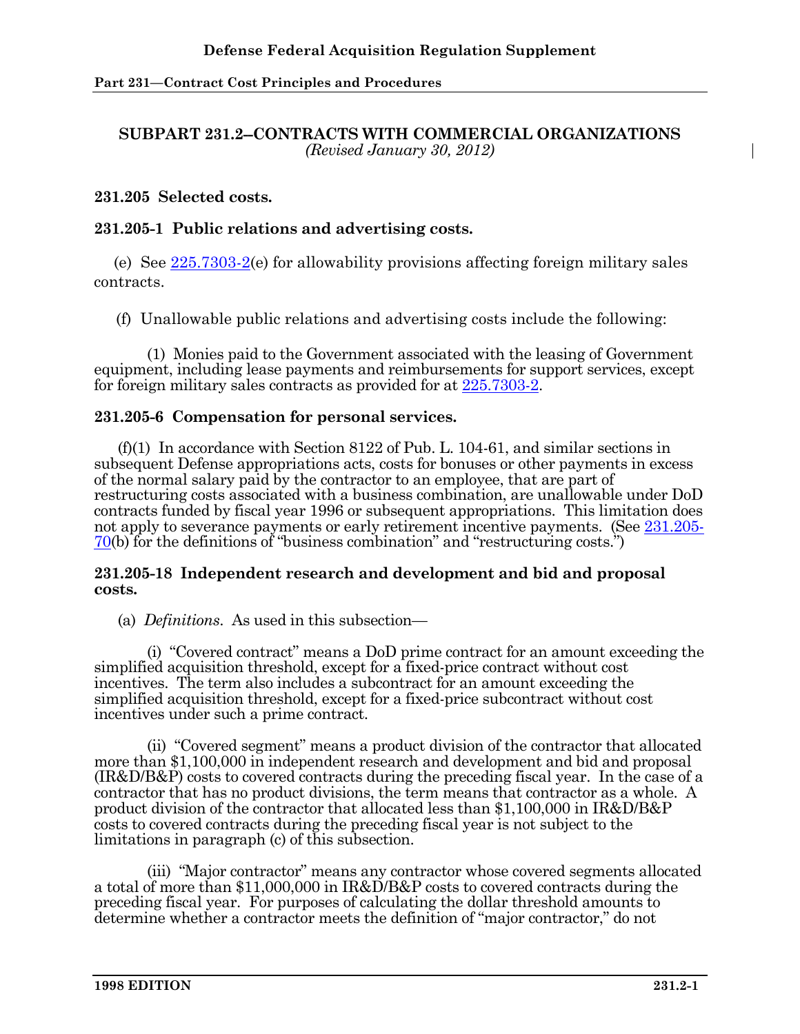## SUBPART 231.2–CONTRACTS WITH COMMERCIAL ORGANIZATIONS

*(Revised January 30, 2012)*

### 231.205 Selected costs.

### 231.205-1 Public relations and advertising costs.

(e) See 225.7303-2(e) for allowability provisions affecting foreign military sales contracts.

(f) Unallowable public relations and advertising costs include the following:

(1) Monies paid to the Government associated with the leasing of Government equipment, including lease payments and reimbursements for support services, except for foreign military sales contracts as provided for at 225.7303-2.

### 231.205-6 Compensation for personal services.

(f)(1) In accordance with Section 8122 of Pub. L. 104-61, and similar sections in subsequent Defense appropriations acts, costs for bonuses or other payments in excess of the normal salary paid by the contractor to an employee, that are part of restructuring costs associated with a business combination, are unallowable under DoD contracts funded by fiscal year 1996 or subsequent appropriations. This limitation does not apply to severance payments or early retirement incentive payments. (See 231.205-70(b) for the definitions of "business combination" and "restructuring costs.")

### 231.205-18 Independent research and development and bid and proposal costs.

(a) *Definitions*. As used in this subsection—

(i) "Covered contract" means a DoD prime contract for an amount exceeding the simplified acquisition threshold, except for a fixed-price contract without cost incentives. The term also includes a subcontract for an amount exceeding the simplified acquisition threshold, except for a fixed-price subcontract without cost incentives under such a prime contract.

(ii) "Covered segment" means a product division of the contractor that allocated more than $1,100,000 in independent research and development and bid and proposal (IR&D/B&P) costs to covered contracts during the preceding fiscal year. In the case of a contractor that has no product divisions, the term means that contractor as a whole. A product division of the contractor that allocated less than $1,100,000 in IR&D/B&P costs to covered contracts during the preceding fiscal year is not subject to the limitations in paragraph (c) of this subsection.

(iii) "Major contractor" means any contractor whose covered segments allocated a total of more than $11,000,000 in IR&D/B&P costs to covered contracts during the preceding fiscal year. For purposes of calculating the dollar threshold amounts to determine whether a contractor meets the definition of "major contractor," do not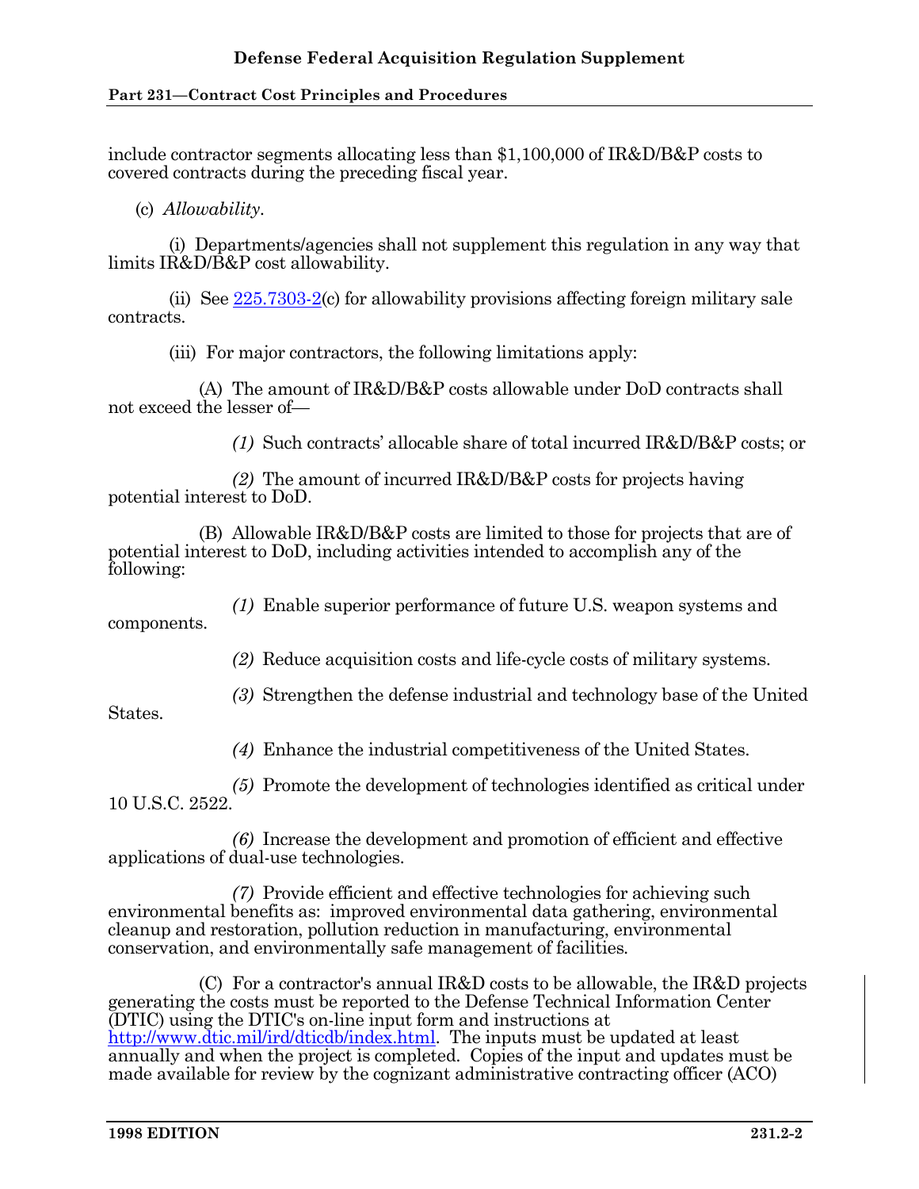include contractor segments allocating less than $1,100,000 of IR&D/B&P costs to covered contracts during the preceding fiscal year.

(c) *Allowability*.

(i) Departments/agencies shall not supplement this regulation in any way that limits IR&D/B&P cost allowability.

(ii) See 225.7303-2(c) for allowability provisions affecting foreign military sale contracts.

(iii) For major contractors, the following limitations apply:

(A) The amount of IR&D/B&P costs allowable under DoD contracts shall not exceed the lesser of—

*(1)* Such contracts' allocable share of total incurred IR&D/B&P costs; or

*(2)* The amount of incurred IR&D/B&P costs for projects having potential interest to DoD.

(B) Allowable IR&D/B&P costs are limited to those for projects that are of potential interest to DoD, including activities intended to accomplish any of the following:

*(1)* Enable superior performance of future U.S. weapon systems and components.

*(2)* Reduce acquisition costs and life-cycle costs of military systems.

*(3)* Strengthen the defense industrial and technology base of the United States.

*(4)* Enhance the industrial competitiveness of the United States.

*(5)* Promote the development of technologies identified as critical under 10 U.S.C. 2522.

*(6)* Increase the development and promotion of efficient and effective applications of dual-use technologies.

*(7)* Provide efficient and effective technologies for achieving such environmental benefits as: improved environmental data gathering, environmental cleanup and restoration, pollution reduction in manufacturing, environmental conservation, and environmentally safe management of facilities.

(C) For a contractor's annual IR&D costs to be allowable, the IR&D projects generating the costs must be reported to the Defense Technical Information Center (DTIC) using the DTIC's on-line input form and instructions at http://www.dtic.mil/ird/dticdb/index.html. The inputs must be updated at least annually and when the project is completed. Copies of the input and updates must be made available for review by the cognizant administrative contracting officer (ACO)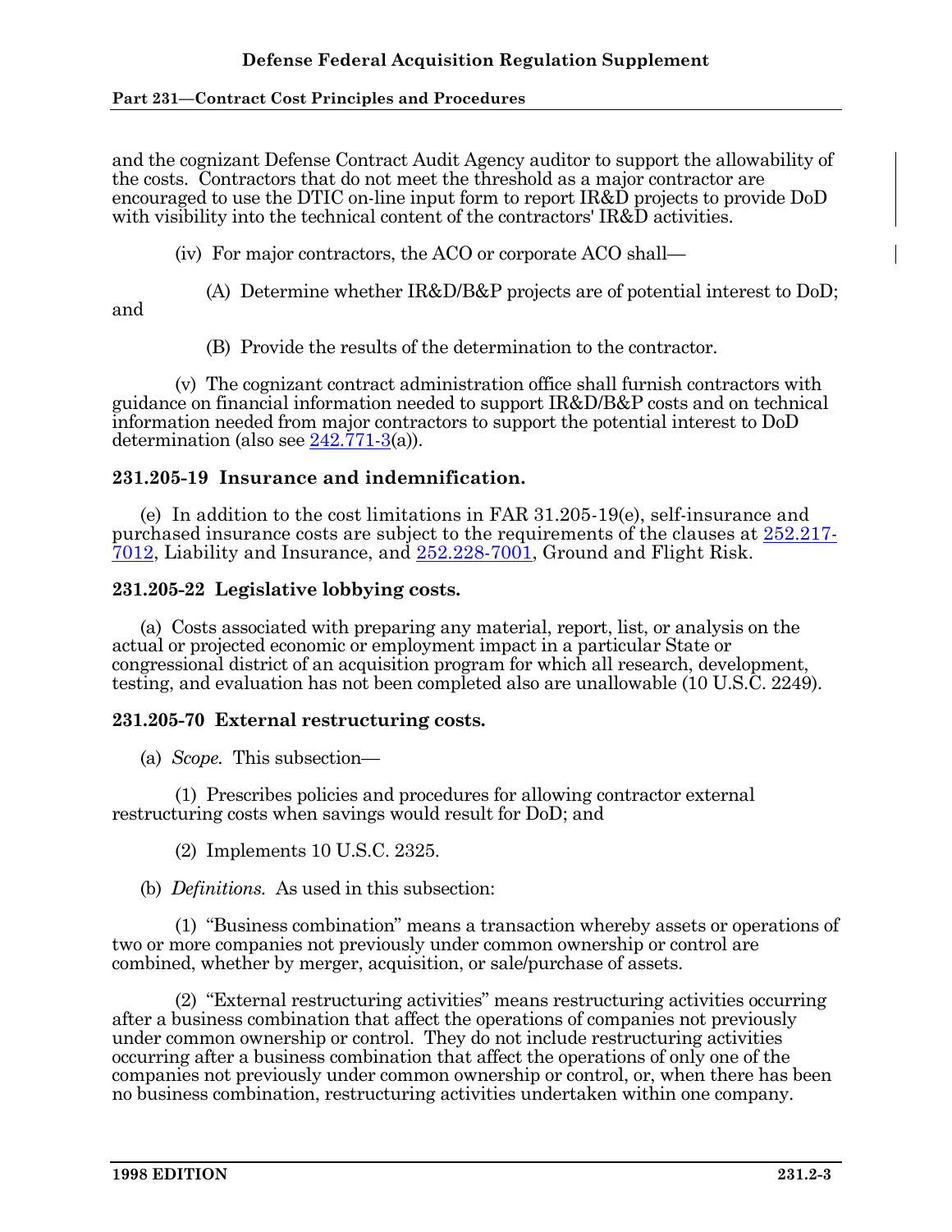and the cognizant Defense Contract Audit Agency auditor to support the allowability of the costs. Contractors that do not meet the threshold as a major contractor are encouraged to use the DTIC on-line input form to report IR&D projects to provide DoD with visibility into the technical content of the contractors' IR&D activities.

(iv) For major contractors, the ACO or corporate ACO shall—

(A) Determine whether IR&D/B&P projects are of potential interest to DoD; and

(B) Provide the results of the determination to the contractor.

(v) The cognizant contract administration office shall furnish contractors with guidance on financial information needed to support IR&D/B&P costs and on technical information needed from major contractors to support the potential interest to DoD determination (also see 242.771-3(a)).

### 231.205-19 Insurance and indemnification.

(e) In addition to the cost limitations in FAR 31.205-19(e), self-insurance and purchased insurance costs are subject to the requirements of the clauses at 252.217-7012, Liability and Insurance, and 252.228-7001, Ground and Flight Risk.

### 231.205-22 Legislative lobbying costs.

(a) Costs associated with preparing any material, report, list, or analysis on the actual or projected economic or employment impact in a particular State or congressional district of an acquisition program for which all research, development, testing, and evaluation has not been completed also are unallowable (10 U.S.C. 2249).

### 231.205-70 External restructuring costs.

(a) *Scope.* This subsection—

(1) Prescribes policies and procedures for allowing contractor external restructuring costs when savings would result for DoD; and

(2) Implements 10 U.S.C. 2325.

(b) *Definitions.* As used in this subsection:

(1) "Business combination" means a transaction whereby assets or operations of two or more companies not previously under common ownership or control are combined, whether by merger, acquisition, or sale/purchase of assets.

(2) "External restructuring activities" means restructuring activities occurring after a business combination that affect the operations of companies not previously under common ownership or control. They do not include restructuring activities occurring after a business combination that affect the operations of only one of the companies not previously under common ownership or control, or, when there has been no business combination, restructuring activities undertaken within one company.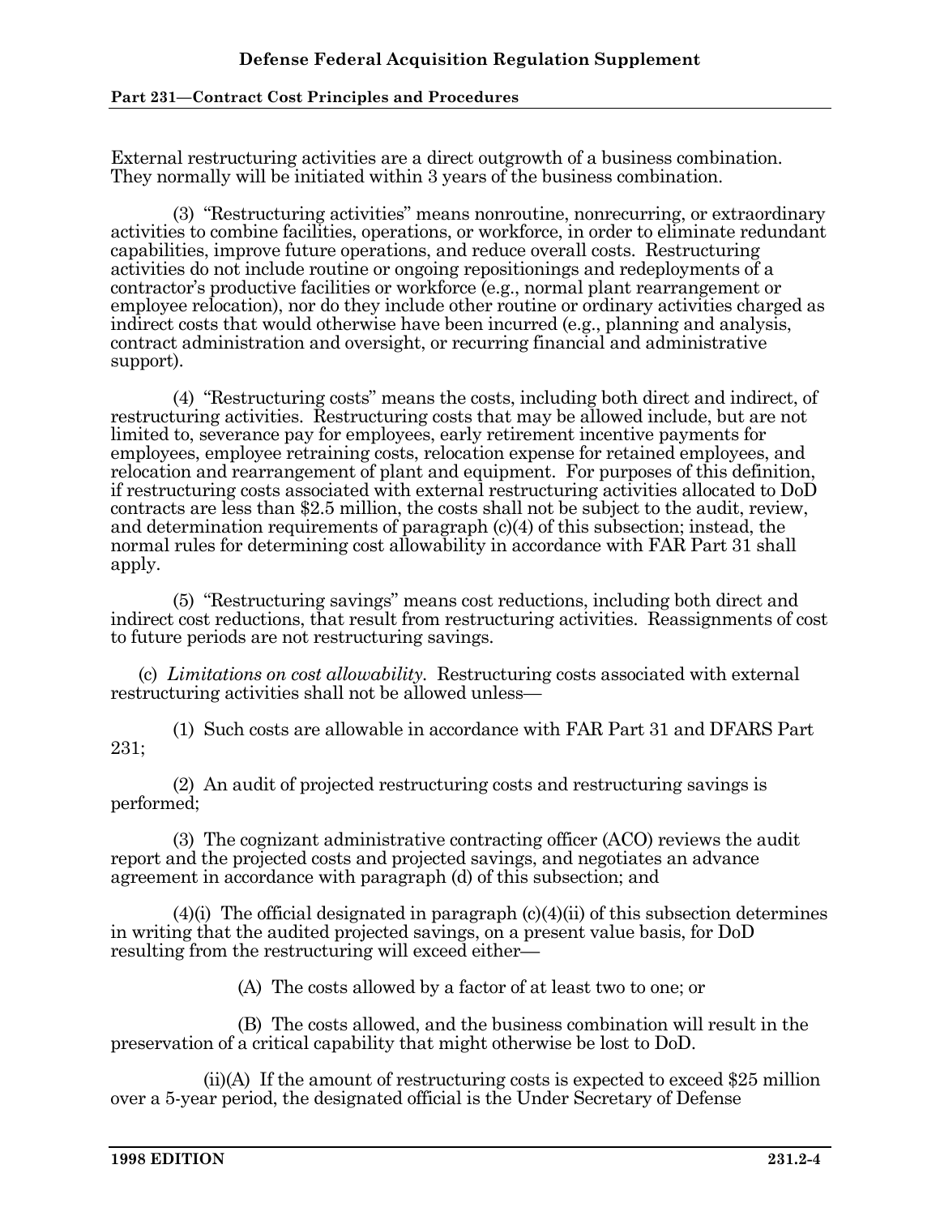External restructuring activities are a direct outgrowth of a business combination. They normally will be initiated within 3 years of the business combination.

(3) "Restructuring activities" means nonroutine, nonrecurring, or extraordinary activities to combine facilities, operations, or workforce, in order to eliminate redundant capabilities, improve future operations, and reduce overall costs. Restructuring activities do not include routine or ongoing repositionings and redeployments of a contractor's productive facilities or workforce (e.g., normal plant rearrangement or employee relocation), nor do they include other routine or ordinary activities charged as indirect costs that would otherwise have been incurred (e.g., planning and analysis, contract administration and oversight, or recurring financial and administrative support).

(4) "Restructuring costs" means the costs, including both direct and indirect, of restructuring activities. Restructuring costs that may be allowed include, but are not limited to, severance pay for employees, early retirement incentive payments for employees, employee retraining costs, relocation expense for retained employees, and relocation and rearrangement of plant and equipment. For purposes of this definition, if restructuring costs associated with external restructuring activities allocated to DoD contracts are less than $2.5 million, the costs shall not be subject to the audit, review, and determination requirements of paragraph (c)(4) of this subsection; instead, the normal rules for determining cost allowability in accordance with FAR Part 31 shall apply.

(5) "Restructuring savings" means cost reductions, including both direct and indirect cost reductions, that result from restructuring activities. Reassignments of cost to future periods are not restructuring savings.

(c) *Limitations on cost allowability.* Restructuring costs associated with external restructuring activities shall not be allowed unless—

(1) Such costs are allowable in accordance with FAR Part 31 and DFARS Part 231;

(2) An audit of projected restructuring costs and restructuring savings is performed;

(3) The cognizant administrative contracting officer (ACO) reviews the audit report and the projected costs and projected savings, and negotiates an advance agreement in accordance with paragraph (d) of this subsection; and

(4)(i) The official designated in paragraph (c)(4)(ii) of this subsection determines in writing that the audited projected savings, on a present value basis, for DoD resulting from the restructuring will exceed either—

(A) The costs allowed by a factor of at least two to one; or

(B) The costs allowed, and the business combination will result in the preservation of a critical capability that might otherwise be lost to DoD.

(ii)(A) If the amount of restructuring costs is expected to exceed $25 million over a 5-year period, the designated official is the Under Secretary of Defense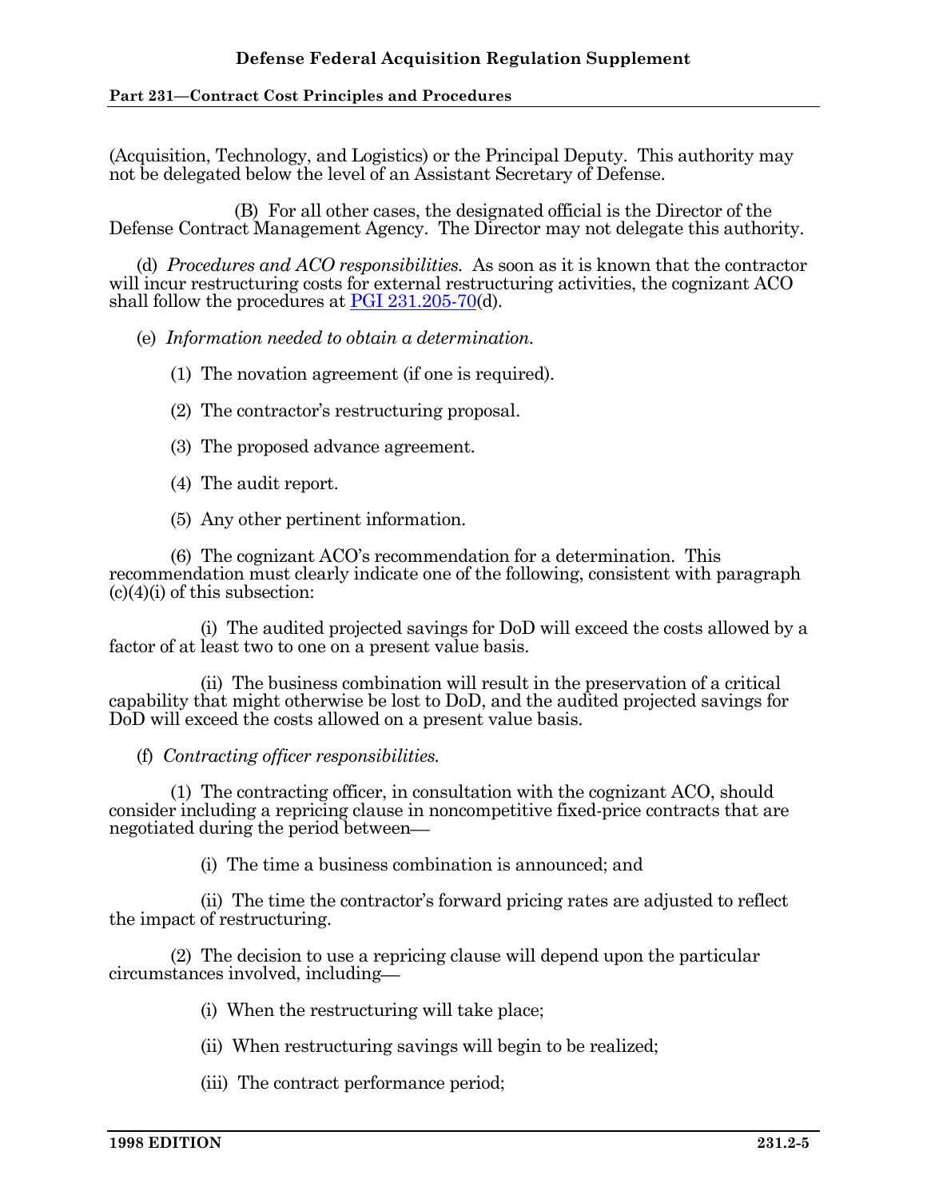(Acquisition, Technology, and Logistics) or the Principal Deputy. This authority may not be delegated below the level of an Assistant Secretary of Defense.

(B) For all other cases, the designated official is the Director of the Defense Contract Management Agency. The Director may not delegate this authority.

(d) *Procedures and ACO responsibilities.* As soon as it is known that the contractor will incur restructuring costs for external restructuring activities, the cognizant ACO shall follow the procedures at PGI 231.205-70(d).

(e) *Information needed to obtain a determination.*

(1) The novation agreement (if one is required).

(2) The contractor's restructuring proposal.

(3) The proposed advance agreement.

(4) The audit report.

(5) Any other pertinent information.

(6) The cognizant ACO's recommendation for a determination. This recommendation must clearly indicate one of the following, consistent with paragraph (c)(4)(i) of this subsection:

(i) The audited projected savings for DoD will exceed the costs allowed by a factor of at least two to one on a present value basis.

(ii) The business combination will result in the preservation of a critical capability that might otherwise be lost to DoD, and the audited projected savings for DoD will exceed the costs allowed on a present value basis.

(f) *Contracting officer responsibilities.*

(1) The contracting officer, in consultation with the cognizant ACO, should consider including a repricing clause in noncompetitive fixed-price contracts that are negotiated during the period between—

(i) The time a business combination is announced; and

(ii) The time the contractor's forward pricing rates are adjusted to reflect the impact of restructuring.

(2) The decision to use a repricing clause will depend upon the particular circumstances involved, including—

(i) When the restructuring will take place;

(ii) When restructuring savings will begin to be realized;

(iii) The contract performance period;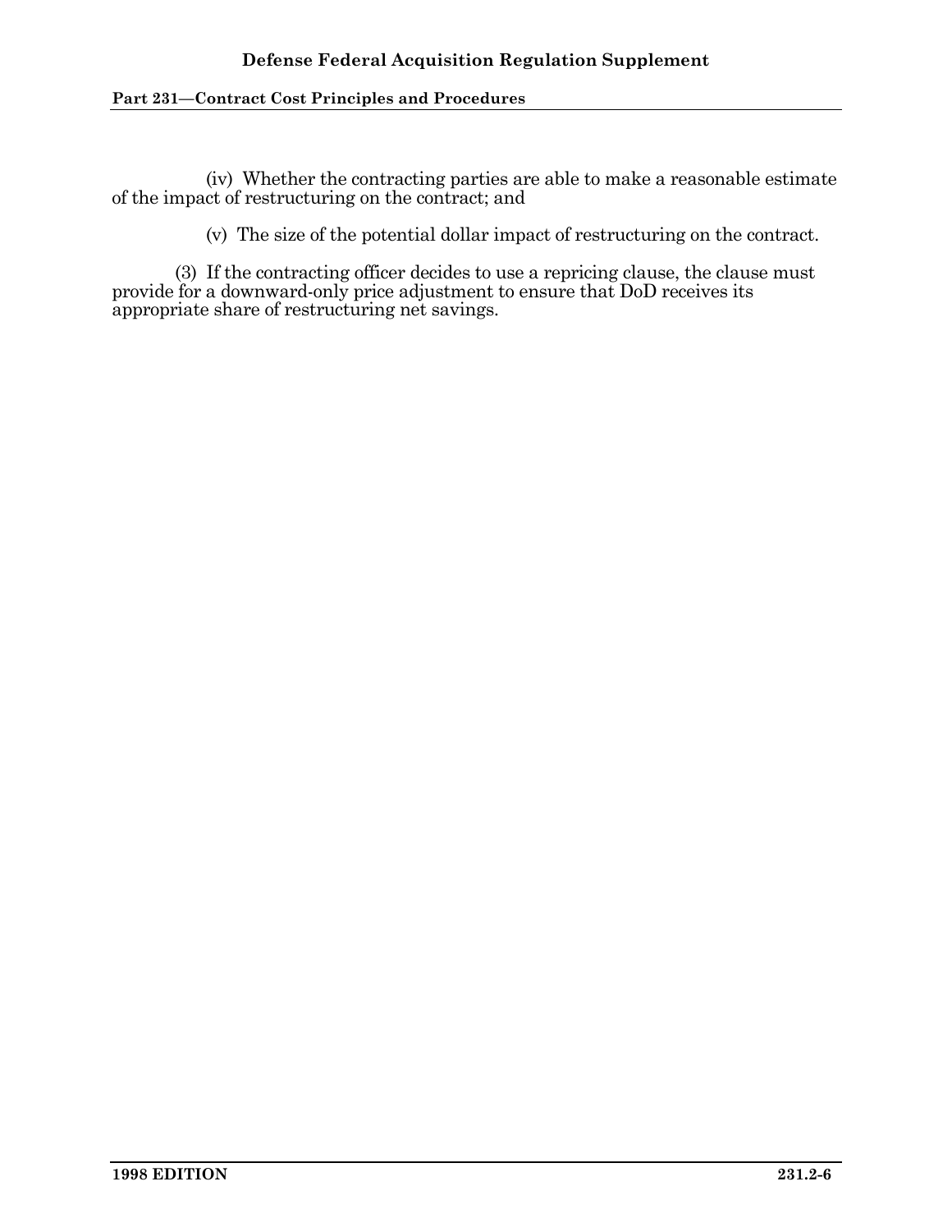(iv) Whether the contracting parties are able to make a reasonable estimate of the impact of restructuring on the contract; and

(v) The size of the potential dollar impact of restructuring on the contract.

(3) If the contracting officer decides to use a repricing clause, the clause must provide for a downward-only price adjustment to ensure that DoD receives its appropriate share of restructuring net savings.